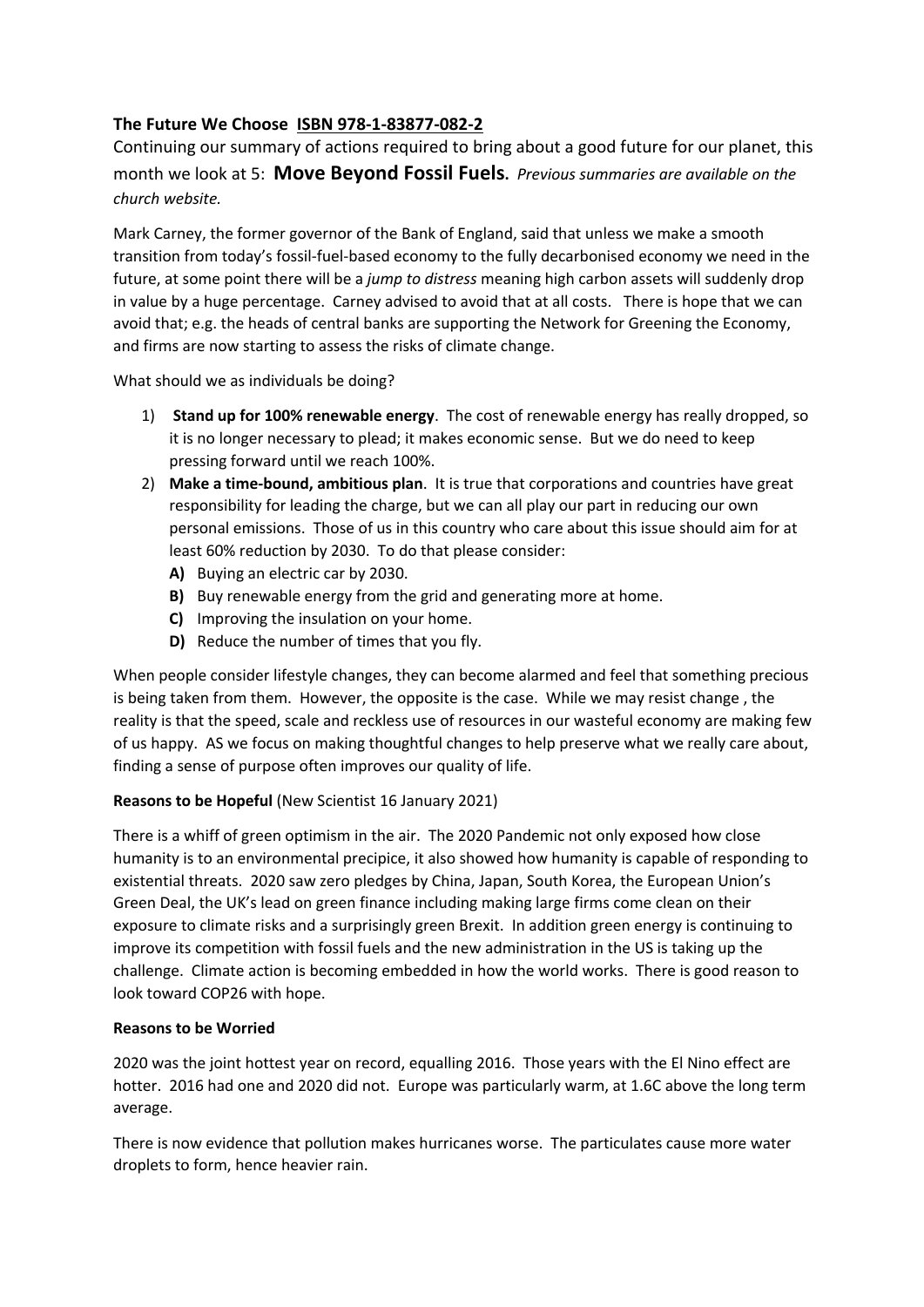**The Future We Choose ISBN 978-1-83877-082-2**

Continuing our summary of actions required to bring about a good future for our planet, this month we look at 5: **Move Beyond Fossil Fuels.** *Previous summaries are available on the church website.*

Mark Carney, the former governor of the Bank of England, said that unless we make a smooth transition from today's fossil-fuel-based economy to the fully decarbonised economy we need in the future, at some point there will be a *jump to distress* meaning high carbon assets will suddenly drop in value by a huge percentage. Carney advised to avoid that at all costs. There is hope that we can avoid that; e.g. the heads of central banks are supporting the Network for Greening the Economy, and firms are now starting to assess the risks of climate change.

What should we as individuals be doing?

1) **Stand up for 100% renewable energy**. The cost of renewable energy has really dropped, so it is no longer necessary to plead; it makes economic sense. But we do need to keep pressing forward until we reach 100%.
2) **Make a time-bound, ambitious plan**. It is true that corporations and countries have great responsibility for leading the charge, but we can all play our part in reducing our own personal emissions. Those of us in this country who care about this issue should aim for at least 60% reduction by 2030. To do that please consider:
   - **A)** Buying an electric car by 2030.
   - **B)** Buy renewable energy from the grid and generating more at home.
   - **C)** Improving the insulation on your home.
   - **D)** Reduce the number of times that you fly.

When people consider lifestyle changes, they can become alarmed and feel that something precious is being taken from them. However, the opposite is the case. While we may resist change , the reality is that the speed, scale and reckless use of resources in our wasteful economy are making few of us happy. AS we focus on making thoughtful changes to help preserve what we really care about, finding a sense of purpose often improves our quality of life.

**Reasons to be Hopeful** (New Scientist 16 January 2021)

There is a whiff of green optimism in the air. The 2020 Pandemic not only exposed how close humanity is to an environmental precipice, it also showed how humanity is capable of responding to existential threats. 2020 saw zero pledges by China, Japan, South Korea, the European Union's Green Deal, the UK's lead on green finance including making large firms come clean on their exposure to climate risks and a surprisingly green Brexit. In addition green energy is continuing to improve its competition with fossil fuels and the new administration in the US is taking up the challenge. Climate action is becoming embedded in how the world works. There is good reason to look toward COP26 with hope.

**Reasons to be Worried**

2020 was the joint hottest year on record, equalling 2016. Those years with the El Nino effect are hotter. 2016 had one and 2020 did not. Europe was particularly warm, at 1.6C above the long term average.

There is now evidence that pollution makes hurricanes worse. The particulates cause more water droplets to form, hence heavier rain.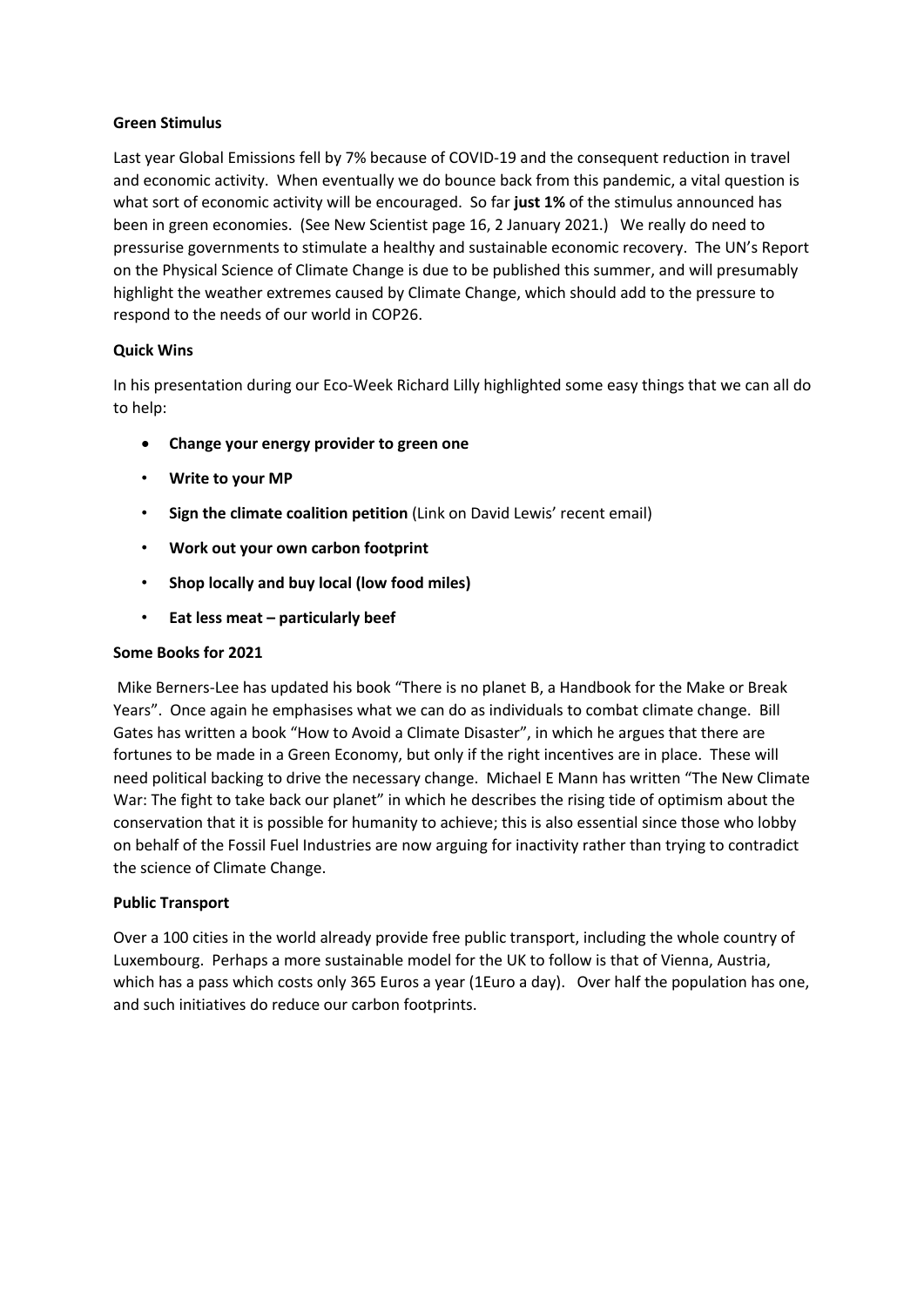**Green Stimulus**

Last year Global Emissions fell by 7% because of COVID-19 and the consequent reduction in travel and economic activity. When eventually we do bounce back from this pandemic, a vital question is what sort of economic activity will be encouraged. So far **just 1%** of the stimulus announced has been in green economies. (See New Scientist page 16, 2 January 2021.) We really do need to pressurise governments to stimulate a healthy and sustainable economic recovery. The UN's Report on the Physical Science of Climate Change is due to be published this summer, and will presumably highlight the weather extremes caused by Climate Change, which should add to the pressure to respond to the needs of our world in COP26.

**Quick Wins**

In his presentation during our Eco-Week Richard Lilly highlighted some easy things that we can all do to help:

- **Change your energy provider to green one**
- **Write to your MP**
- **Sign the climate coalition petition** (Link on David Lewis' recent email)
- **Work out your own carbon footprint**
- **Shop locally and buy local (low food miles)**
- **Eat less meat – particularly beef**

**Some Books for 2021**

Mike Berners-Lee has updated his book "There is no planet B, a Handbook for the Make or Break Years". Once again he emphasises what we can do as individuals to combat climate change. Bill Gates has written a book "How to Avoid a Climate Disaster", in which he argues that there are fortunes to be made in a Green Economy, but only if the right incentives are in place. These will need political backing to drive the necessary change. Michael E Mann has written "The New Climate War: The fight to take back our planet" in which he describes the rising tide of optimism about the conservation that it is possible for humanity to achieve; this is also essential since those who lobby on behalf of the Fossil Fuel Industries are now arguing for inactivity rather than trying to contradict the science of Climate Change.

**Public Transport**

Over a 100 cities in the world already provide free public transport, including the whole country of Luxembourg. Perhaps a more sustainable model for the UK to follow is that of Vienna, Austria, which has a pass which costs only 365 Euros a year (1Euro a day). Over half the population has one, and such initiatives do reduce our carbon footprints.